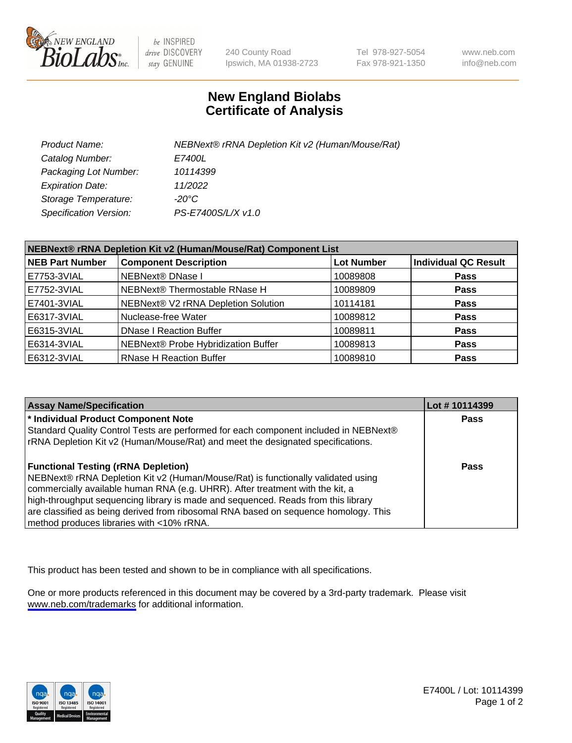# New England Biolabs
## Certificate of Analysis

| | |
|---|---|
| *Product Name:* | *NEBNext® rRNA Depletion Kit v2 (Human/Mouse/Rat)* |
| *Catalog Number:* | *E7400L* |
| *Packaging Lot Number:* | *10114399* |
| *Expiration Date:* | *11/2022* |
| *Storage Temperature:* | *-20°C* |
| *Specification Version:* | *PS-E7400S/L/X v1.0* |

**NEBNext® rRNA Depletion Kit v2 (Human/Mouse/Rat) Component List**

| NEB Part Number | Component Description | Lot Number | Individual QC Result |
|---|---|---|---|
| E7753-3VIAL | NEBNext® DNase I | 10089808 | **Pass** |
| E7752-3VIAL | NEBNext® Thermostable RNase H | 10089809 | **Pass** |
| E7401-3VIAL | NEBNext® V2 rRNA Depletion Solution | 10114181 | **Pass** |
| E6317-3VIAL | Nuclease-free Water | 10089812 | **Pass** |
| E6315-3VIAL | DNase I Reaction Buffer | 10089811 | **Pass** |
| E6314-3VIAL | NEBNext® Probe Hybridization Buffer | 10089813 | **Pass** |
| E6312-3VIAL | RNase H Reaction Buffer | 10089810 | **Pass** |

| Assay Name/Specification | Lot # 10114399 |
|---|---|
| **\* Individual Product Component Note**<br>Standard Quality Control Tests are performed for each component included in NEBNext® rRNA Depletion Kit v2 (Human/Mouse/Rat) and meet the designated specifications. | **Pass** |
| **Functional Testing (rRNA Depletion)**<br>NEBNext® rRNA Depletion Kit v2 (Human/Mouse/Rat) is functionally validated using commercially available human RNA (e.g. UHRR). After treatment with the kit, a high-throughput sequencing library is made and sequenced. Reads from this library are classified as being derived from ribosomal RNA based on sequence homology. This method produces libraries with <10% rRNA. | **Pass** |

This product has been tested and shown to be in compliance with all specifications.

One or more products referenced in this document may be covered by a 3rd-party trademark. Please visit www.neb.com/trademarks for additional information.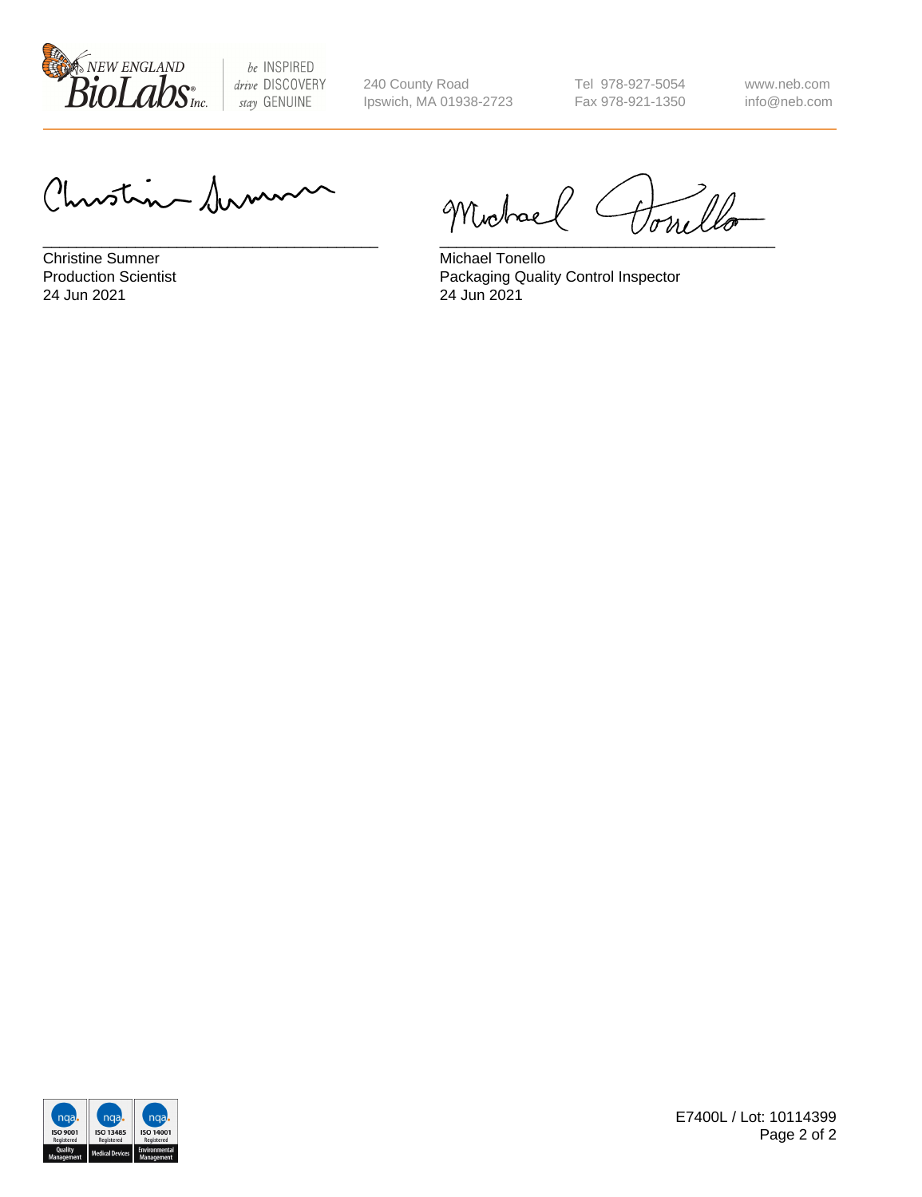NEW ENGLAND BioLabs® Inc.

be INSPIRED
drive DISCOVERY
stay GENUINE

240 County Road
Ipswich, MA 01938-2723

Tel 978-927-5054
Fax 978-921-1350

www.neb.com
info@neb.com

Christine Sumner
Production Scientist
24 Jun 2021

Michael Tonello
Packaging Quality Control Inspector
24 Jun 2021

E7400L / Lot: 10114399